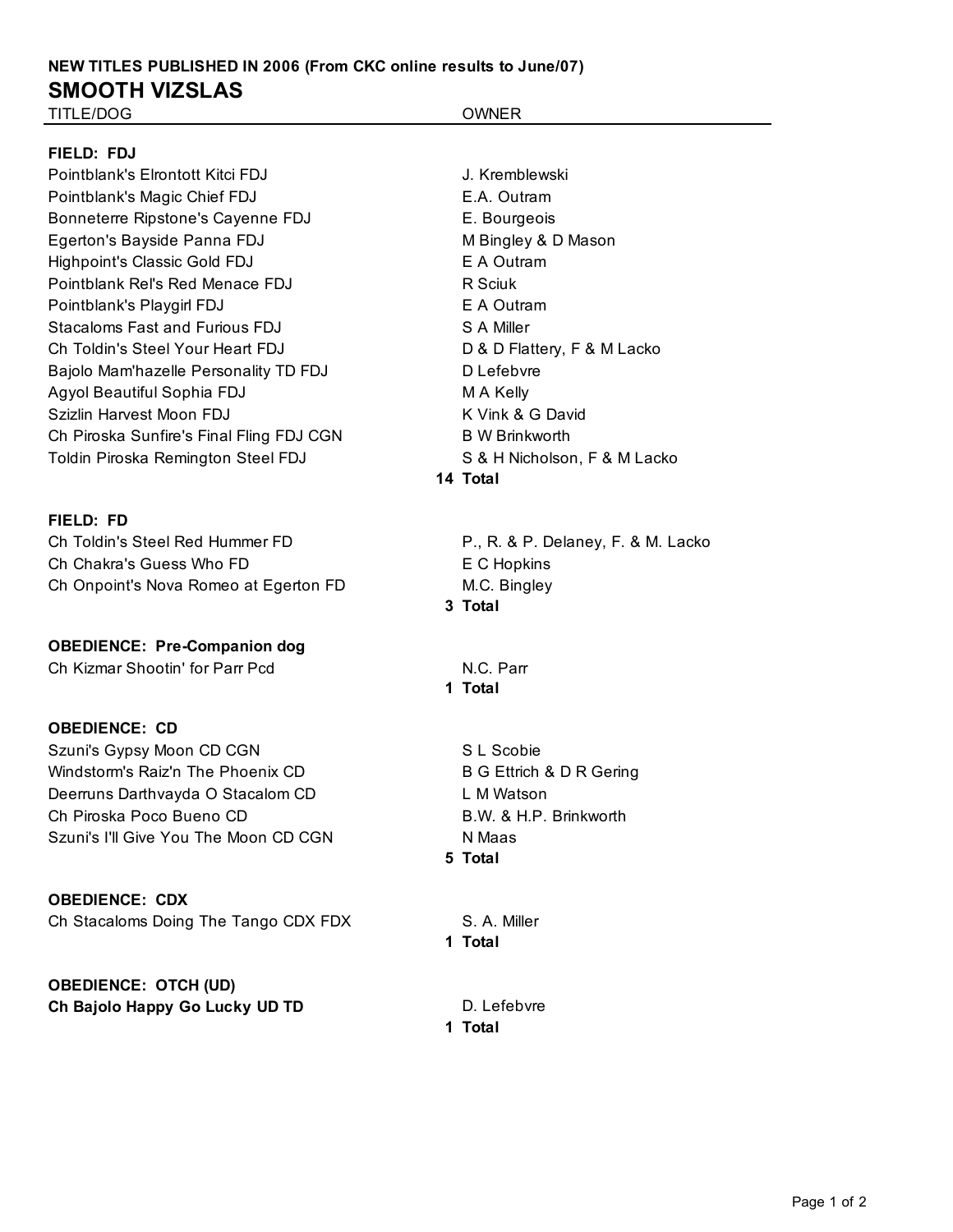**NEW TITLES PUBLISHED IN 2006 (From CKC online results to June/07)**

# SMOOTH VIZSLAS

| TITLE/DOG | OWNER |
|---|---|
| **FIELD: FDJ** | |
| Pointblank's Elrontott Kitci FDJ | J. Kremblewski |
| Pointblank's Magic Chief FDJ | E.A. Outram |
| Bonneterre Ripstone's Cayenne FDJ | E. Bourgeois |
| Egerton's Bayside Panna FDJ | M Bingley & D Mason |
| Highpoint's Classic Gold FDJ | E A Outram |
| Pointblank Rel's Red Menace FDJ | R Sciuk |
| Pointblank's Playgirl FDJ | E A Outram |
| Stacaloms Fast and Furious FDJ | S A Miller |
| Ch Toldin's Steel Your Heart FDJ | D & D Flattery, F & M Lacko |
| Bajolo Mam'hazelle Personality TD FDJ | D Lefebvre |
| Agyol Beautiful Sophia FDJ | M A Kelly |
| Szizlin Harvest Moon FDJ | K Vink & G David |
| Ch Piroska Sunfire's Final Fling FDJ CGN | B W Brinkworth |
| Toldin Piroska Remington Steel FDJ | S & H Nicholson, F & M Lacko |
| | **14 Total** |
| **FIELD: FD** | |
| Ch Toldin's Steel Red Hummer FD | P., R. & P. Delaney, F. & M. Lacko |
| Ch Chakra's Guess Who FD | E C Hopkins |
| Ch Onpoint's Nova Romeo at Egerton FD | M.C. Bingley |
| | **3 Total** |
| **OBEDIENCE: Pre-Companion dog** | |
| Ch Kizmar Shootin' for Parr Pcd | N.C. Parr |
| | **1 Total** |
| **OBEDIENCE: CD** | |
| Szuni's Gypsy Moon CD CGN | S L Scobie |
| Windstorm's Raiz'n The Phoenix CD | B G Ettrich & D R Gering |
| Deerruns Darthvayda O Stacalom CD | L M Watson |
| Ch Piroska Poco Bueno CD | B.W. & H.P. Brinkworth |
| Szuni's I'll Give You The Moon CD CGN | N Maas |
| | **5 Total** |
| **OBEDIENCE: CDX** | |
| Ch Stacaloms Doing The Tango CDX FDX | S. A. Miller |
| | **1 Total** |
| **OBEDIENCE: OTCH (UD)** | |
| **Ch Bajolo Happy Go Lucky UD TD** | D. Lefebvre |
| | **1 Total** |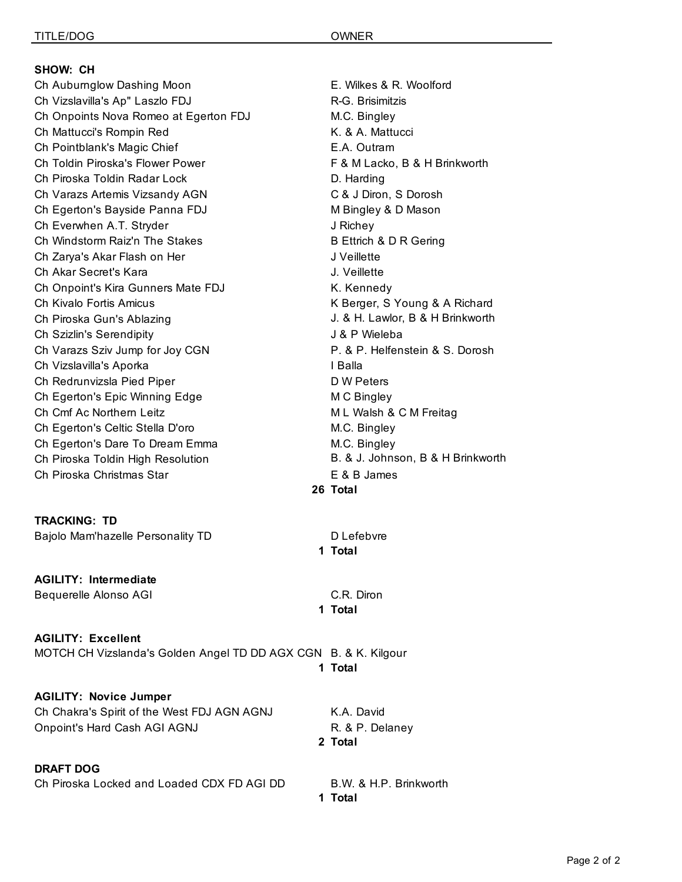| TITLE/DOG | OWNER |
| --- | --- |
| **SHOW: CH** | |
| Ch Auburnglow Dashing Moon | E. Wilkes & R. Woolford |
| Ch Vizslavilla's Ap" Laszlo FDJ | R-G. Brisimitzis |
| Ch Onpoints Nova Romeo at Egerton FDJ | M.C. Bingley |
| Ch Mattucci's Rompin Red | K. & A. Mattucci |
| Ch Pointblank's Magic Chief | E.A. Outram |
| Ch Toldin Piroska's Flower Power | F & M Lacko, B & H Brinkworth |
| Ch Piroska Toldin Radar Lock | D. Harding |
| Ch Varazs Artemis Vizsandy AGN | C & J Diron, S Dorosh |
| Ch Egerton's Bayside Panna FDJ | M Bingley & D Mason |
| Ch Everwhen A.T. Stryder | J Richey |
| Ch Windstorm Raiz'n The Stakes | B Ettrich & D R Gering |
| Ch Zarya's Akar Flash on Her | J Veillette |
| Ch Akar Secret's Kara | J. Veillette |
| Ch Onpoint's Kira Gunners Mate FDJ | K. Kennedy |
| Ch Kivalo Fortis Amicus | K Berger, S Young & A Richard |
| Ch Piroska Gun's Ablazing | J. & H. Lawlor, B & H Brinkworth |
| Ch Szizlin's Serendipity | J & P Wieleba |
| Ch Varazs Sziv Jump for Joy CGN | P. & P. Helfenstein & S. Dorosh |
| Ch Vizslavilla's Aporka | I Balla |
| Ch Redrunvizsla Pied Piper | D W Peters |
| Ch Egerton's Epic Winning Edge | M C Bingley |
| Ch Cmf Ac Northern Leitz | M L Walsh & C M Freitag |
| Ch Egerton's Celtic Stella D'oro | M.C. Bingley |
| Ch Egerton's Dare To Dream Emma | M.C. Bingley |
| Ch Piroska Toldin High Resolution | B. & J. Johnson, B & H Brinkworth |
| Ch Piroska Christmas Star | E & B James |
| **26** | **Total** |
| **TRACKING: TD** | |
| Bajolo Mam'hazelle Personality TD | D Lefebvre |
| **1** | **Total** |
| **AGILITY: Intermediate** | |
| Bequerelle Alonso AGI | C.R. Diron |
| **1** | **Total** |
| **AGILITY: Excellent** | |
| MOTCH CH Vizslanda's Golden Angel TD DD AGX CGN | B. & K. Kilgour |
| **1** | **Total** |
| **AGILITY: Novice Jumper** | |
| Ch Chakra's Spirit of the West FDJ AGN AGNJ | K.A. David |
| Onpoint's Hard Cash AGI AGNJ | R. & P. Delaney |
| **2** | **Total** |
| **DRAFT DOG** | |
| Ch Piroska Locked and Loaded CDX FD AGI DD | B.W. & H.P. Brinkworth |
| **1** | **Total** |